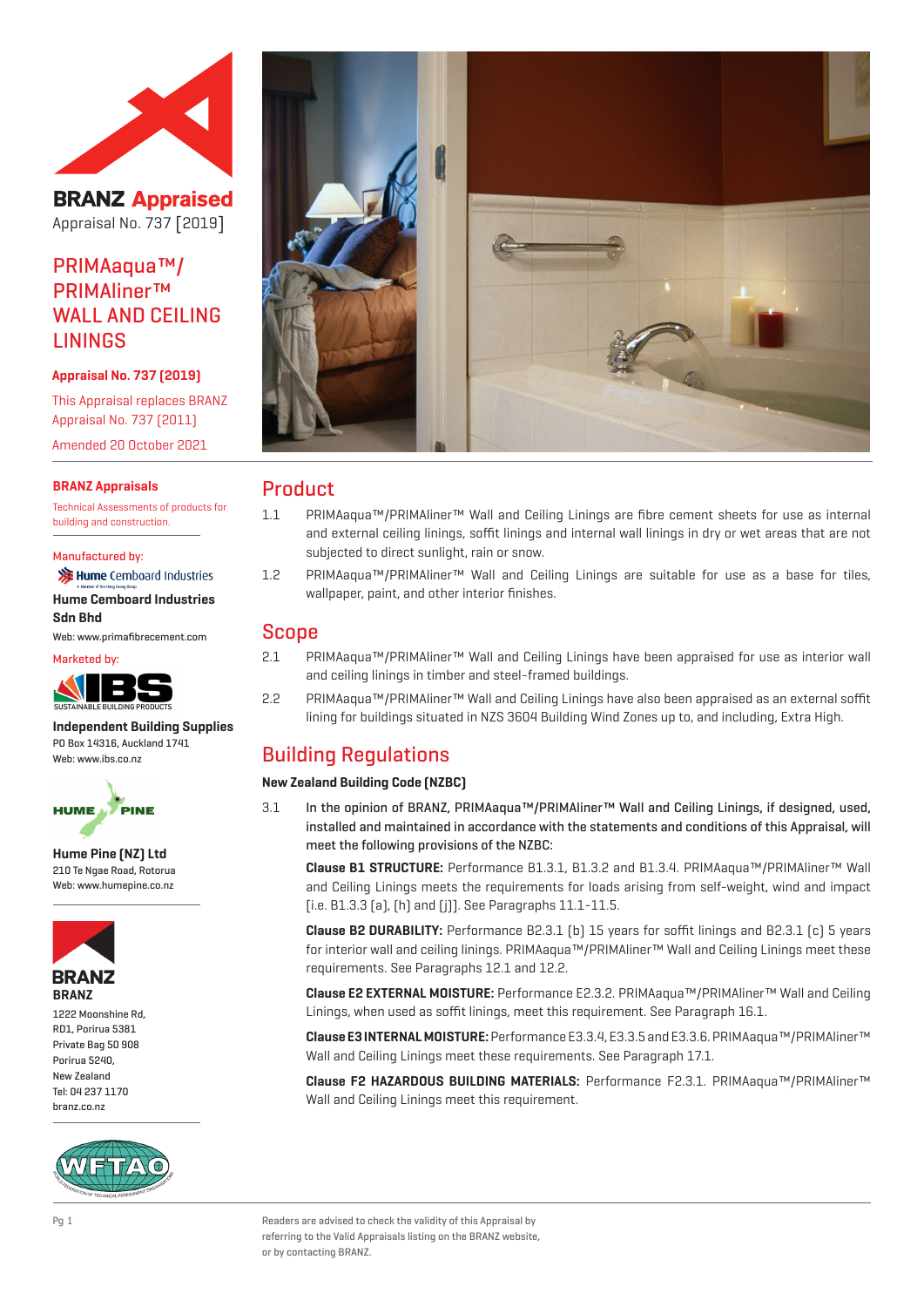BRANZ Appraised

Appraisal No. 737 [2019]

# PRIMAaqua™/ PRIMAliner™ WALL AND CEILING LININGS

**Appraisal No. 737 (2019)**

This Appraisal replaces BRANZ Appraisal No. 737 (2011)

Amended 20 October 2021

**BRANZ Appraisals**

Technical Assessments of products for building and construction.

Manufactured by:

**Hume Cemboard Industries Sdn Bhd**

Web: www.primafibrecement.com

Marketed by:

**Independent Building Supplies**

PO Box 14316, Auckland 1741

Web: www.ibs.co.nz

**Hume Pine (NZ) Ltd**

210 Te Ngae Road, Rotorua

Web: www.humepine.co.nz

**BRANZ**

1222 Moonshine Rd,
RD1, Porirua 5381
Private Bag 50 908
Porirua 5240,
New Zealand
Tel: 04 237 1170
branz.co.nz

## Product

1.1 PRIMAaqua™/PRIMAliner™ Wall and Ceiling Linings are fibre cement sheets for use as internal and external ceiling linings, soffit linings and internal wall linings in dry or wet areas that are not subjected to direct sunlight, rain or snow.

1.2 PRIMAaqua™/PRIMAliner™ Wall and Ceiling Linings are suitable for use as a base for tiles, wallpaper, paint, and other interior finishes.

## Scope

2.1 PRIMAaqua™/PRIMAliner™ Wall and Ceiling Linings have been appraised for use as interior wall and ceiling linings in timber and steel-framed buildings.

2.2 PRIMAaqua™/PRIMAliner™ Wall and Ceiling Linings have also been appraised as an external soffit lining for buildings situated in NZS 3604 Building Wind Zones up to, and including, Extra High.

## Building Regulations

### New Zealand Building Code (NZBC)

3.1 **In the opinion of BRANZ, PRIMAaqua™/PRIMAliner™ Wall and Ceiling Linings, if designed, used, installed and maintained in accordance with the statements and conditions of this Appraisal, will meet the following provisions of the NZBC:**

**Clause B1 STRUCTURE:** Performance B1.3.1, B1.3.2 and B1.3.4. PRIMAaqua™/PRIMAliner™ Wall and Ceiling Linings meets the requirements for loads arising from self-weight, wind and impact [i.e. B1.3.3 (a), (h) and (j)]. See Paragraphs 11.1-11.5.

**Clause B2 DURABILITY:** Performance B2.3.1 (b) 15 years for soffit linings and B2.3.1 (c) 5 years for interior wall and ceiling linings. PRIMAaqua™/PRIMAliner™ Wall and Ceiling Linings meet these requirements. See Paragraphs 12.1 and 12.2.

**Clause E2 EXTERNAL MOISTURE:** Performance E2.3.2. PRIMAaqua™/PRIMAliner™ Wall and Ceiling Linings, when used as soffit linings, meet this requirement. See Paragraph 16.1.

**Clause E3 INTERNAL MOISTURE:** Performance E3.3.4, E3.3.5 and E3.3.6. PRIMAaqua™/PRIMAliner™ Wall and Ceiling Linings meet these requirements. See Paragraph 17.1.

**Clause F2 HAZARDOUS BUILDING MATERIALS:** Performance F2.3.1. PRIMAaqua™/PRIMAliner™ Wall and Ceiling Linings meet this requirement.

Readers are advised to check the validity of this Appraisal by referring to the Valid Appraisals listing on the BRANZ website, or by contacting BRANZ.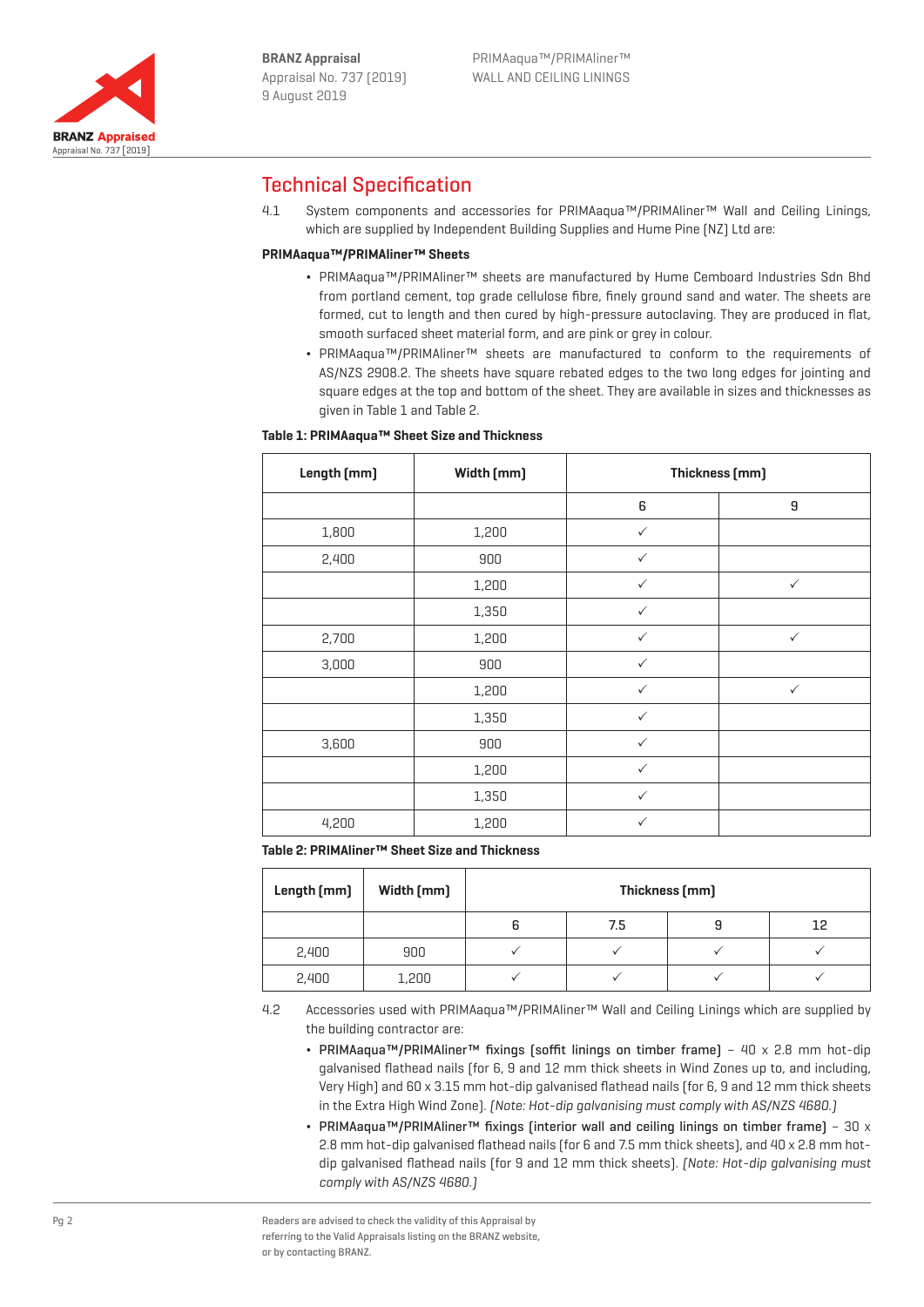## Technical Specification

4.1 System components and accessories for PRIMAaqua™/PRIMAliner™ Wall and Ceiling Linings, which are supplied by Independent Building Supplies and Hume Pine (NZ) Ltd are:

**PRIMAaqua™/PRIMAliner™ Sheets**

- PRIMAaqua™/PRIMAliner™ sheets are manufactured by Hume Cemboard Industries Sdn Bhd from portland cement, top grade cellulose fibre, finely ground sand and water. The sheets are formed, cut to length and then cured by high-pressure autoclaving. They are produced in flat, smooth surfaced sheet material form, and are pink or grey in colour.
- PRIMAaqua™/PRIMAliner™ sheets are manufactured to conform to the requirements of AS/NZS 2908.2. The sheets have square rebated edges to the two long edges for jointing and square edges at the top and bottom of the sheet. They are available in sizes and thicknesses as given in Table 1 and Table 2.

**Table 1: PRIMAaqua™ Sheet Size and Thickness**

| Length (mm) | Width (mm) | Thickness (mm) | |
|---|---|---|---|
| | | 6 | 9 |
| 1,800 | 1,200 | ✓ | |
| 2,400 | 900 | ✓ | |
| | 1,200 | ✓ | ✓ |
| | 1,350 | ✓ | |
| 2,700 | 1,200 | ✓ | ✓ |
| 3,000 | 900 | ✓ | |
| | 1,200 | ✓ | ✓ |
| | 1,350 | ✓ | |
| 3,600 | 900 | ✓ | |
| | 1,200 | ✓ | |
| | 1,350 | ✓ | |
| 4,200 | 1,200 | ✓ | |

**Table 2: PRIMAliner™ Sheet Size and Thickness**

| Length (mm) | Width (mm) | Thickness (mm) | | | |
|---|---|---|---|---|---|
| | | 6 | 7.5 | 9 | 12 |
| 2,400 | 900 | ✓ | ✓ | ✓ | ✓ |
| 2,400 | 1,200 | ✓ | ✓ | ✓ | ✓ |

4.2 Accessories used with PRIMAaqua™/PRIMAliner™ Wall and Ceiling Linings which are supplied by the building contractor are:

- PRIMAaqua™/PRIMAliner™ fixings (soffit linings on timber frame) – 40 x 2.8 mm hot-dip galvanised flathead nails (for 6, 9 and 12 mm thick sheets in Wind Zones up to, and including, Very High) and 60 x 3.15 mm hot-dip galvanised flathead nails (for 6, 9 and 12 mm thick sheets in the Extra High Wind Zone). *(Note: Hot-dip galvanising must comply with AS/NZS 4680.)*
- PRIMAaqua™/PRIMAliner™ fixings (interior wall and ceiling linings on timber frame) – 30 x 2.8 mm hot-dip galvanised flathead nails (for 6 and 7.5 mm thick sheets), and 40 x 2.8 mm hot-dip galvanised flathead nails (for 9 and 12 mm thick sheets). *(Note: Hot-dip galvanising must comply with AS/NZS 4680.)*

Readers are advised to check the validity of this Appraisal by referring to the Valid Appraisals listing on the BRANZ website, or by contacting BRANZ.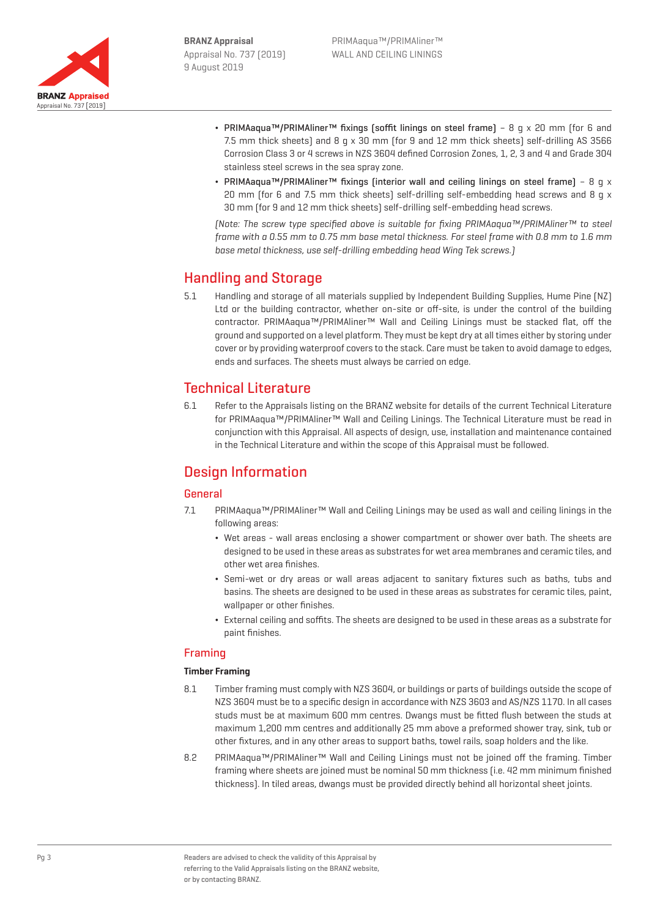- PRIMAaqua™/PRIMAliner™ fixings (soffit linings on steel frame) – 8 g x 20 mm (for 6 and 7.5 mm thick sheets) and 8 g x 30 mm (for 9 and 12 mm thick sheets) self-drilling AS 3566 Corrosion Class 3 or 4 screws in NZS 3604 defined Corrosion Zones, 1, 2, 3 and 4 and Grade 304 stainless steel screws in the sea spray zone.
- PRIMAaqua™/PRIMAliner™ fixings (interior wall and ceiling linings on steel frame) – 8 g x 20 mm (for 6 and 7.5 mm thick sheets) self-drilling self-embedding head screws and 8 g x 30 mm (for 9 and 12 mm thick sheets) self-drilling self-embedding head screws.

*(Note: The screw type specified above is suitable for fixing PRIMAaqua™/PRIMAliner™ to steel frame with a 0.55 mm to 0.75 mm base metal thickness. For steel frame with 0.8 mm to 1.6 mm base metal thickness, use self-drilling embedding head Wing Tek screws.)*

## Handling and Storage

5.1 Handling and storage of all materials supplied by Independent Building Supplies, Hume Pine (NZ) Ltd or the building contractor, whether on-site or off-site, is under the control of the building contractor. PRIMAaqua™/PRIMAliner™ Wall and Ceiling Linings must be stacked flat, off the ground and supported on a level platform. They must be kept dry at all times either by storing under cover or by providing waterproof covers to the stack. Care must be taken to avoid damage to edges, ends and surfaces. The sheets must always be carried on edge.

## Technical Literature

6.1 Refer to the Appraisals listing on the BRANZ website for details of the current Technical Literature for PRIMAaqua™/PRIMAliner™ Wall and Ceiling Linings. The Technical Literature must be read in conjunction with this Appraisal. All aspects of design, use, installation and maintenance contained in the Technical Literature and within the scope of this Appraisal must be followed.

## Design Information

### General

7.1 PRIMAaqua™/PRIMAliner™ Wall and Ceiling Linings may be used as wall and ceiling linings in the following areas:

- Wet areas - wall areas enclosing a shower compartment or shower over bath. The sheets are designed to be used in these areas as substrates for wet area membranes and ceramic tiles, and other wet area finishes.
- Semi-wet or dry areas or wall areas adjacent to sanitary fixtures such as baths, tubs and basins. The sheets are designed to be used in these areas as substrates for ceramic tiles, paint, wallpaper or other finishes.
- External ceiling and soffits. The sheets are designed to be used in these areas as a substrate for paint finishes.

### Framing

#### Timber Framing

8.1 Timber framing must comply with NZS 3604, or buildings or parts of buildings outside the scope of NZS 3604 must be to a specific design in accordance with NZS 3603 and AS/NZS 1170. In all cases studs must be at maximum 600 mm centres. Dwangs must be fitted flush between the studs at maximum 1,200 mm centres and additionally 25 mm above a preformed shower tray, sink, tub or other fixtures, and in any other areas to support baths, towel rails, soap holders and the like.

8.2 PRIMAaqua™/PRIMAliner™ Wall and Ceiling Linings must not be joined off the framing. Timber framing where sheets are joined must be nominal 50 mm thickness (i.e. 42 mm minimum finished thickness). In tiled areas, dwangs must be provided directly behind all horizontal sheet joints.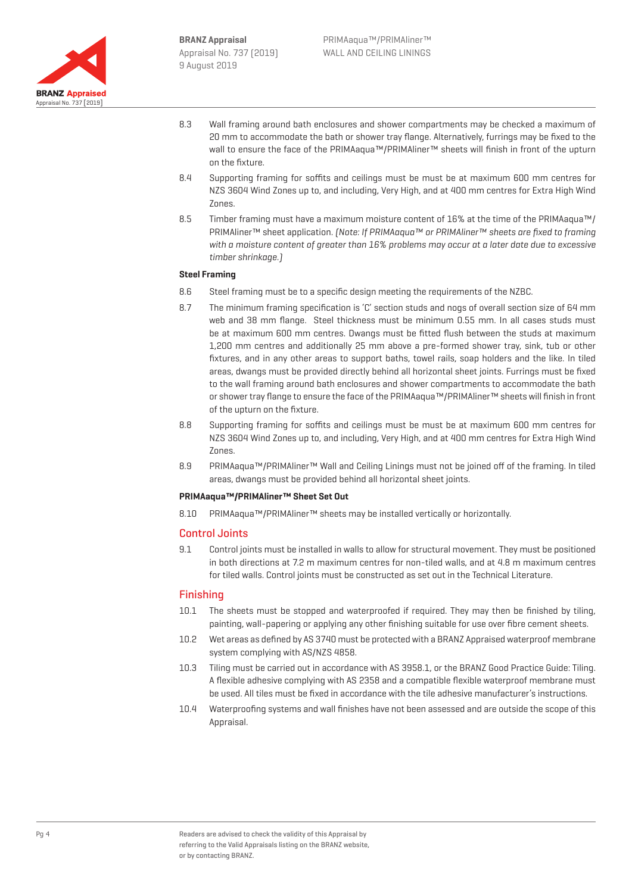8.3 Wall framing around bath enclosures and shower compartments may be checked a maximum of 20 mm to accommodate the bath or shower tray flange. Alternatively, furrings may be fixed to the wall to ensure the face of the PRIMAaqua™/PRIMAliner™ sheets will finish in front of the upturn on the fixture.

8.4 Supporting framing for soffits and ceilings must be must be at maximum 600 mm centres for NZS 3604 Wind Zones up to, and including, Very High, and at 400 mm centres for Extra High Wind Zones.

8.5 Timber framing must have a maximum moisture content of 16% at the time of the PRIMAaqua™/PRIMAliner™ sheet application. *(Note: If PRIMAaqua™ or PRIMAliner™ sheets are fixed to framing with a moisture content of greater than 16% problems may occur at a later date due to excessive timber shrinkage.)*

**Steel Framing**

8.6 Steel framing must be to a specific design meeting the requirements of the NZBC.

8.7 The minimum framing specification is 'C' section studs and nogs of overall section size of 64 mm web and 38 mm flange. Steel thickness must be minimum 0.55 mm. In all cases studs must be at maximum 600 mm centres. Dwangs must be fitted flush between the studs at maximum 1,200 mm centres and additionally 25 mm above a pre-formed shower tray, sink, tub or other fixtures, and in any other areas to support baths, towel rails, soap holders and the like. In tiled areas, dwangs must be provided directly behind all horizontal sheet joints. Furrings must be fixed to the wall framing around bath enclosures and shower compartments to accommodate the bath or shower tray flange to ensure the face of the PRIMAaqua™/PRIMAliner™ sheets will finish in front of the upturn on the fixture.

8.8 Supporting framing for soffits and ceilings must be must be at maximum 600 mm centres for NZS 3604 Wind Zones up to, and including, Very High, and at 400 mm centres for Extra High Wind Zones.

8.9 PRIMAaqua™/PRIMAliner™ Wall and Ceiling Linings must not be joined off of the framing. In tiled areas, dwangs must be provided behind all horizontal sheet joints.

**PRIMAaqua™/PRIMAliner™ Sheet Set Out**

8.10 PRIMAaqua™/PRIMAliner™ sheets may be installed vertically or horizontally.

## Control Joints

9.1 Control joints must be installed in walls to allow for structural movement. They must be positioned in both directions at 7.2 m maximum centres for non-tiled walls, and at 4.8 m maximum centres for tiled walls. Control joints must be constructed as set out in the Technical Literature.

## Finishing

10.1 The sheets must be stopped and waterproofed if required. They may then be finished by tiling, painting, wall-papering or applying any other finishing suitable for use over fibre cement sheets.

10.2 Wet areas as defined by AS 3740 must be protected with a BRANZ Appraised waterproof membrane system complying with AS/NZS 4858.

10.3 Tiling must be carried out in accordance with AS 3958.1, or the BRANZ Good Practice Guide: Tiling. A flexible adhesive complying with AS 2358 and a compatible flexible waterproof membrane must be used. All tiles must be fixed in accordance with the tile adhesive manufacturer's instructions.

10.4 Waterproofing systems and wall finishes have not been assessed and are outside the scope of this Appraisal.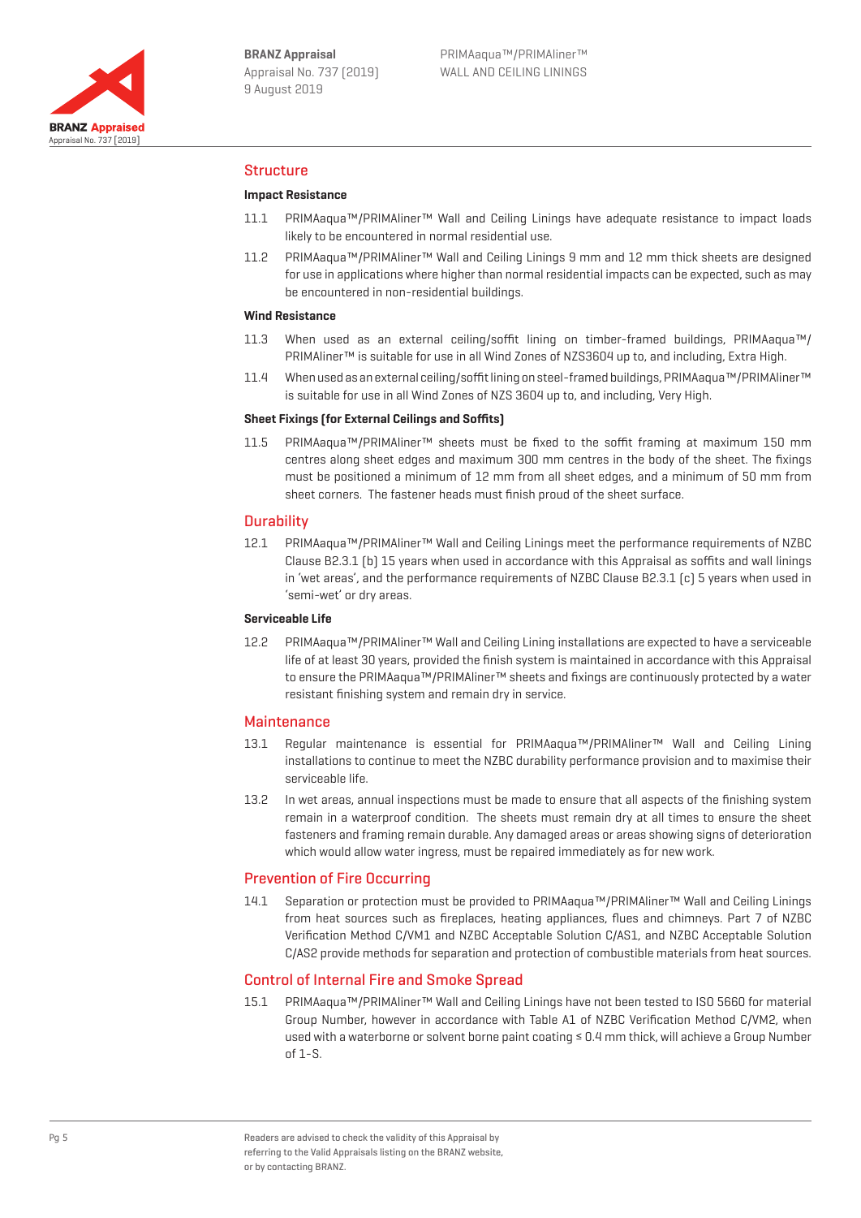## Structure

### Impact Resistance

11.1 PRIMAaqua™/PRIMAliner™ Wall and Ceiling Linings have adequate resistance to impact loads likely to be encountered in normal residential use.

11.2 PRIMAaqua™/PRIMAliner™ Wall and Ceiling Linings 9 mm and 12 mm thick sheets are designed for use in applications where higher than normal residential impacts can be expected, such as may be encountered in non-residential buildings.

### Wind Resistance

11.3 When used as an external ceiling/soffit lining on timber-framed buildings, PRIMAaqua™/PRIMAliner™ is suitable for use in all Wind Zones of NZS3604 up to, and including, Extra High.

11.4 When used as an external ceiling/soffit lining on steel-framed buildings, PRIMAaqua™/PRIMAliner™ is suitable for use in all Wind Zones of NZS 3604 up to, and including, Very High.

### Sheet Fixings (for External Ceilings and Soffits)

11.5 PRIMAaqua™/PRIMAliner™ sheets must be fixed to the soffit framing at maximum 150 mm centres along sheet edges and maximum 300 mm centres in the body of the sheet. The fixings must be positioned a minimum of 12 mm from all sheet edges, and a minimum of 50 mm from sheet corners. The fastener heads must finish proud of the sheet surface.

## Durability

12.1 PRIMAaqua™/PRIMAliner™ Wall and Ceiling Linings meet the performance requirements of NZBC Clause B2.3.1 (b) 15 years when used in accordance with this Appraisal as soffits and wall linings in 'wet areas', and the performance requirements of NZBC Clause B2.3.1 (c) 5 years when used in 'semi-wet' or dry areas.

### Serviceable Life

12.2 PRIMAaqua™/PRIMAliner™ Wall and Ceiling Lining installations are expected to have a serviceable life of at least 30 years, provided the finish system is maintained in accordance with this Appraisal to ensure the PRIMAaqua™/PRIMAliner™ sheets and fixings are continuously protected by a water resistant finishing system and remain dry in service.

## Maintenance

13.1 Regular maintenance is essential for PRIMAaqua™/PRIMAliner™ Wall and Ceiling Lining installations to continue to meet the NZBC durability performance provision and to maximise their serviceable life.

13.2 In wet areas, annual inspections must be made to ensure that all aspects of the finishing system remain in a waterproof condition. The sheets must remain dry at all times to ensure the sheet fasteners and framing remain durable. Any damaged areas or areas showing signs of deterioration which would allow water ingress, must be repaired immediately as for new work.

## Prevention of Fire Occurring

14.1 Separation or protection must be provided to PRIMAaqua™/PRIMAliner™ Wall and Ceiling Linings from heat sources such as fireplaces, heating appliances, flues and chimneys. Part 7 of NZBC Verification Method C/VM1 and NZBC Acceptable Solution C/AS1, and NZBC Acceptable Solution C/AS2 provide methods for separation and protection of combustible materials from heat sources.

## Control of Internal Fire and Smoke Spread

15.1 PRIMAaqua™/PRIMAliner™ Wall and Ceiling Linings have not been tested to ISO 5660 for material Group Number, however in accordance with Table A1 of NZBC Verification Method C/VM2, when used with a waterborne or solvent borne paint coating ≤ 0.4 mm thick, will achieve a Group Number of 1-S.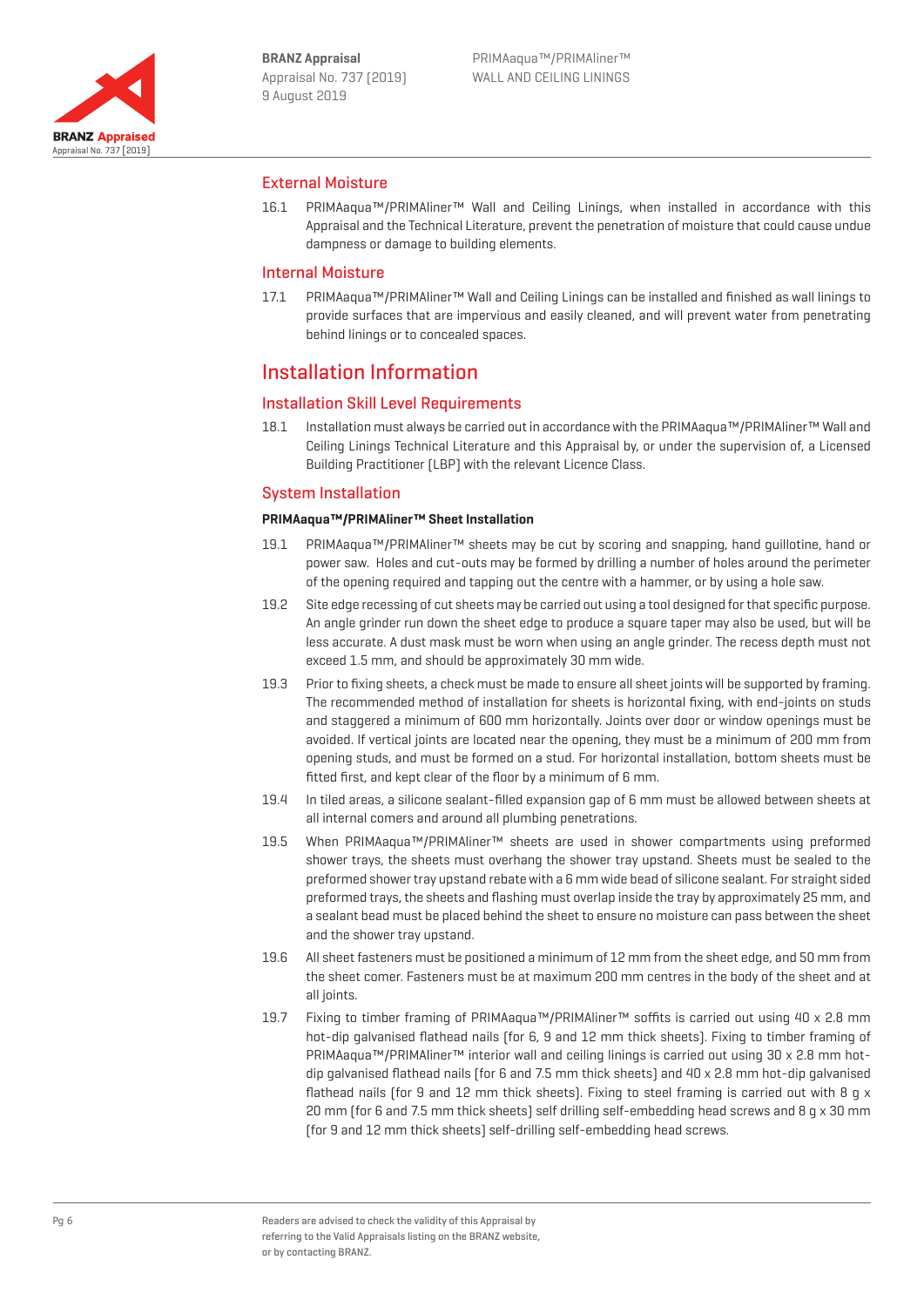## External Moisture

16.1 PRIMAaqua™/PRIMAliner™ Wall and Ceiling Linings, when installed in accordance with this Appraisal and the Technical Literature, prevent the penetration of moisture that could cause undue dampness or damage to building elements.

## Internal Moisture

17.1 PRIMAaqua™/PRIMAliner™ Wall and Ceiling Linings can be installed and finished as wall linings to provide surfaces that are impervious and easily cleaned, and will prevent water from penetrating behind linings or to concealed spaces.

# Installation Information

## Installation Skill Level Requirements

18.1 Installation must always be carried out in accordance with the PRIMAaqua™/PRIMAliner™ Wall and Ceiling Linings Technical Literature and this Appraisal by, or under the supervision of, a Licensed Building Practitioner (LBP) with the relevant Licence Class.

## System Installation

**PRIMAaqua™/PRIMAliner™ Sheet Installation**

19.1 PRIMAaqua™/PRIMAliner™ sheets may be cut by scoring and snapping, hand guillotine, hand or power saw. Holes and cut-outs may be formed by drilling a number of holes around the perimeter of the opening required and tapping out the centre with a hammer, or by using a hole saw.

19.2 Site edge recessing of cut sheets may be carried out using a tool designed for that specific purpose. An angle grinder run down the sheet edge to produce a square taper may also be used, but will be less accurate. A dust mask must be worn when using an angle grinder. The recess depth must not exceed 1.5 mm, and should be approximately 30 mm wide.

19.3 Prior to fixing sheets, a check must be made to ensure all sheet joints will be supported by framing. The recommended method of installation for sheets is horizontal fixing, with end-joints on studs and staggered a minimum of 600 mm horizontally. Joints over door or window openings must be avoided. If vertical joints are located near the opening, they must be a minimum of 200 mm from opening studs, and must be formed on a stud. For horizontal installation, bottom sheets must be fitted first, and kept clear of the floor by a minimum of 6 mm.

19.4 In tiled areas, a silicone sealant-filled expansion gap of 6 mm must be allowed between sheets at all internal corners and around all plumbing penetrations.

19.5 When PRIMAaqua™/PRIMAliner™ sheets are used in shower compartments using preformed shower trays, the sheets must overhang the shower tray upstand. Sheets must be sealed to the preformed shower tray upstand rebate with a 6 mm wide bead of silicone sealant. For straight sided preformed trays, the sheets and flashing must overlap inside the tray by approximately 25 mm, and a sealant bead must be placed behind the sheet to ensure no moisture can pass between the sheet and the shower tray upstand.

19.6 All sheet fasteners must be positioned a minimum of 12 mm from the sheet edge, and 50 mm from the sheet corner. Fasteners must be at maximum 200 mm centres in the body of the sheet and at all joints.

19.7 Fixing to timber framing of PRIMAaqua™/PRIMAliner™ soffits is carried out using 40 x 2.8 mm hot-dip galvanised flathead nails (for 6, 9 and 12 mm thick sheets). Fixing to timber framing of PRIMAaqua™/PRIMAliner™ interior wall and ceiling linings is carried out using 30 x 2.8 mm hot-dip galvanised flathead nails (for 6 and 7.5 mm thick sheets) and 40 x 2.8 mm hot-dip galvanised flathead nails (for 9 and 12 mm thick sheets). Fixing to steel framing is carried out with 8 g x 20 mm (for 6 and 7.5 mm thick sheets) self drilling self-embedding head screws and 8 g x 30 mm (for 9 and 12 mm thick sheets) self-drilling self-embedding head screws.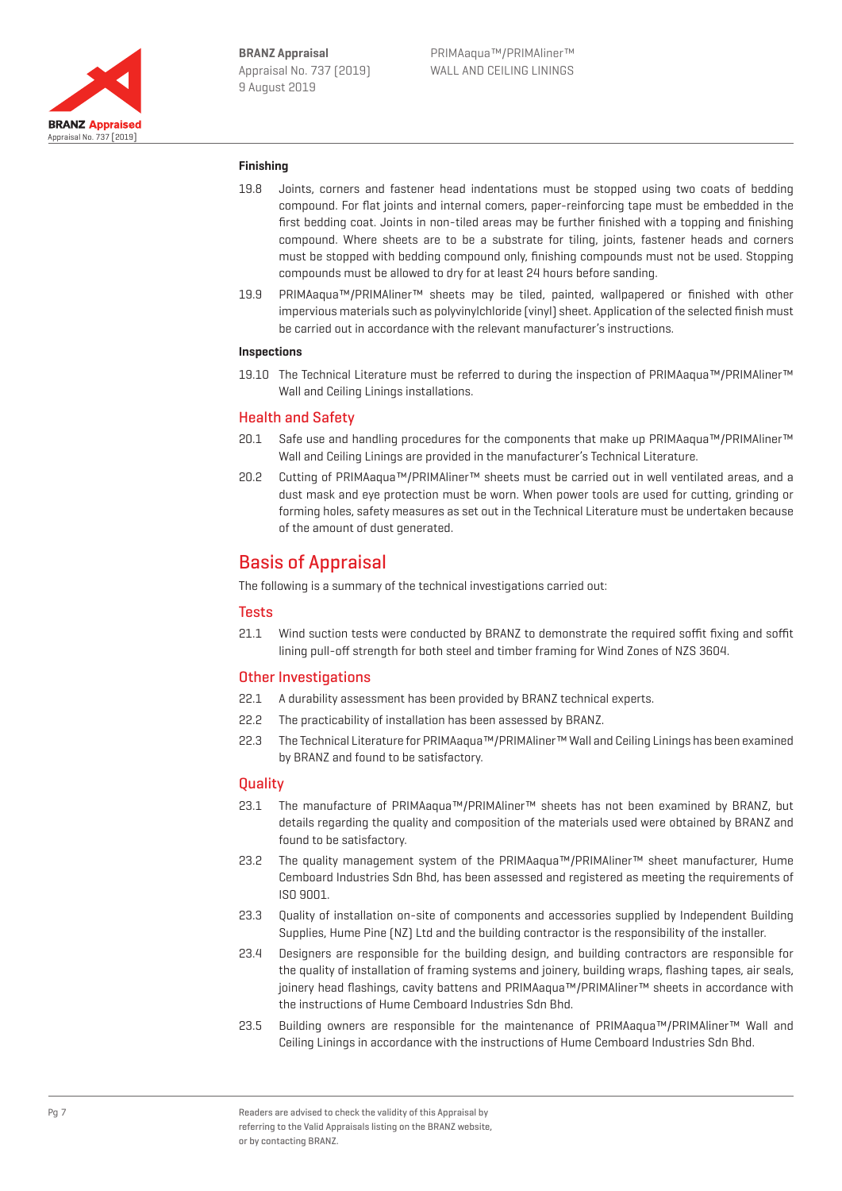### Finishing

19.8 Joints, corners and fastener head indentations must be stopped using two coats of bedding compound. For flat joints and internal corners, paper-reinforcing tape must be embedded in the first bedding coat. Joints in non-tiled areas may be further finished with a topping and finishing compound. Where sheets are to be a substrate for tiling, joints, fastener heads and corners must be stopped with bedding compound only, finishing compounds must not be used. Stopping compounds must be allowed to dry for at least 24 hours before sanding.

19.9 PRIMAaqua™/PRIMAliner™ sheets may be tiled, painted, wallpapered or finished with other impervious materials such as polyvinylchloride (vinyl) sheet. Application of the selected finish must be carried out in accordance with the relevant manufacturer's instructions.

### Inspections

19.10 The Technical Literature must be referred to during the inspection of PRIMAaqua™/PRIMAliner™ Wall and Ceiling Linings installations.

## Health and Safety

20.1 Safe use and handling procedures for the components that make up PRIMAaqua™/PRIMAliner™ Wall and Ceiling Linings are provided in the manufacturer's Technical Literature.

20.2 Cutting of PRIMAaqua™/PRIMAliner™ sheets must be carried out in well ventilated areas, and a dust mask and eye protection must be worn. When power tools are used for cutting, grinding or forming holes, safety measures as set out in the Technical Literature must be undertaken because of the amount of dust generated.

# Basis of Appraisal

The following is a summary of the technical investigations carried out:

## Tests

21.1 Wind suction tests were conducted by BRANZ to demonstrate the required soffit fixing and soffit lining pull-off strength for both steel and timber framing for Wind Zones of NZS 3604.

## Other Investigations

22.1 A durability assessment has been provided by BRANZ technical experts.

22.2 The practicability of installation has been assessed by BRANZ.

22.3 The Technical Literature for PRIMAaqua™/PRIMAliner™ Wall and Ceiling Linings has been examined by BRANZ and found to be satisfactory.

## Quality

23.1 The manufacture of PRIMAaqua™/PRIMAliner™ sheets has not been examined by BRANZ, but details regarding the quality and composition of the materials used were obtained by BRANZ and found to be satisfactory.

23.2 The quality management system of the PRIMAaqua™/PRIMAliner™ sheet manufacturer, Hume Cemboard Industries Sdn Bhd, has been assessed and registered as meeting the requirements of ISO 9001.

23.3 Quality of installation on-site of components and accessories supplied by Independent Building Supplies, Hume Pine (NZ) Ltd and the building contractor is the responsibility of the installer.

23.4 Designers are responsible for the building design, and building contractors are responsible for the quality of installation of framing systems and joinery, building wraps, flashing tapes, air seals, joinery head flashings, cavity battens and PRIMAaqua™/PRIMAliner™ sheets in accordance with the instructions of Hume Cemboard Industries Sdn Bhd.

23.5 Building owners are responsible for the maintenance of PRIMAaqua™/PRIMAliner™ Wall and Ceiling Linings in accordance with the instructions of Hume Cemboard Industries Sdn Bhd.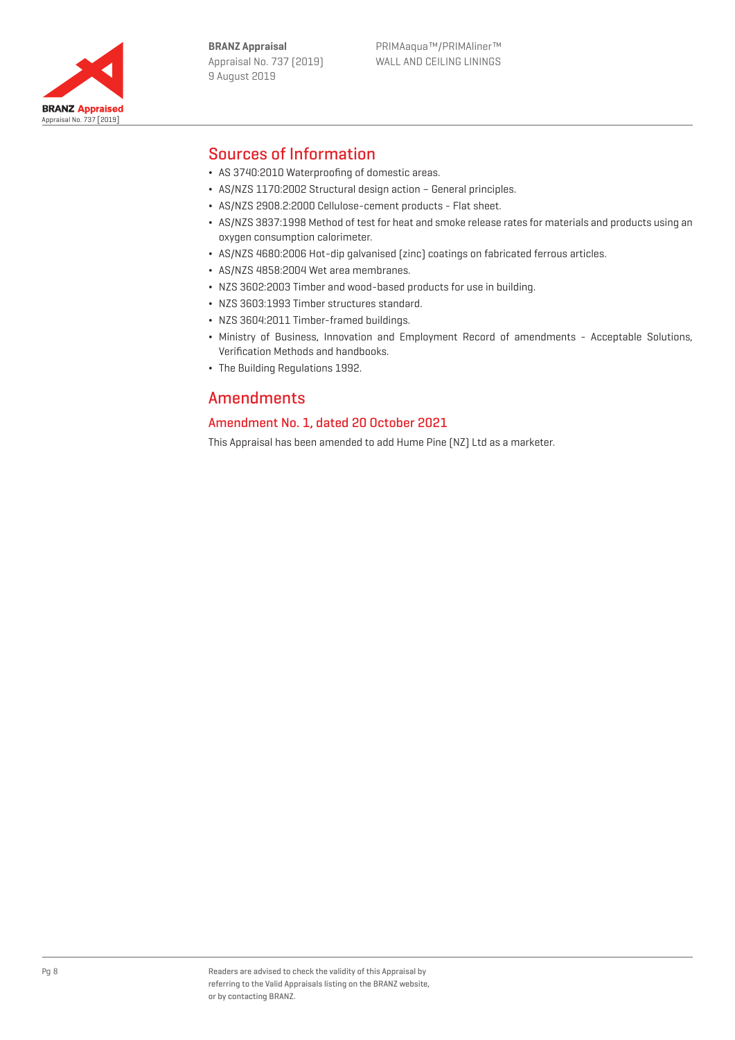## Sources of Information

- AS 3740:2010 Waterproofing of domestic areas.
- AS/NZS 1170:2002 Structural design action – General principles.
- AS/NZS 2908.2:2000 Cellulose-cement products - Flat sheet.
- AS/NZS 3837:1998 Method of test for heat and smoke release rates for materials and products using an oxygen consumption calorimeter.
- AS/NZS 4680:2006 Hot-dip galvanised (zinc) coatings on fabricated ferrous articles.
- AS/NZS 4858:2004 Wet area membranes.
- NZS 3602:2003 Timber and wood-based products for use in building.
- NZS 3603:1993 Timber structures standard.
- NZS 3604:2011 Timber-framed buildings.
- Ministry of Business, Innovation and Employment Record of amendments - Acceptable Solutions, Verification Methods and handbooks.
- The Building Regulations 1992.

## Amendments

### Amendment No. 1, dated 20 October 2021

This Appraisal has been amended to add Hume Pine (NZ) Ltd as a marketer.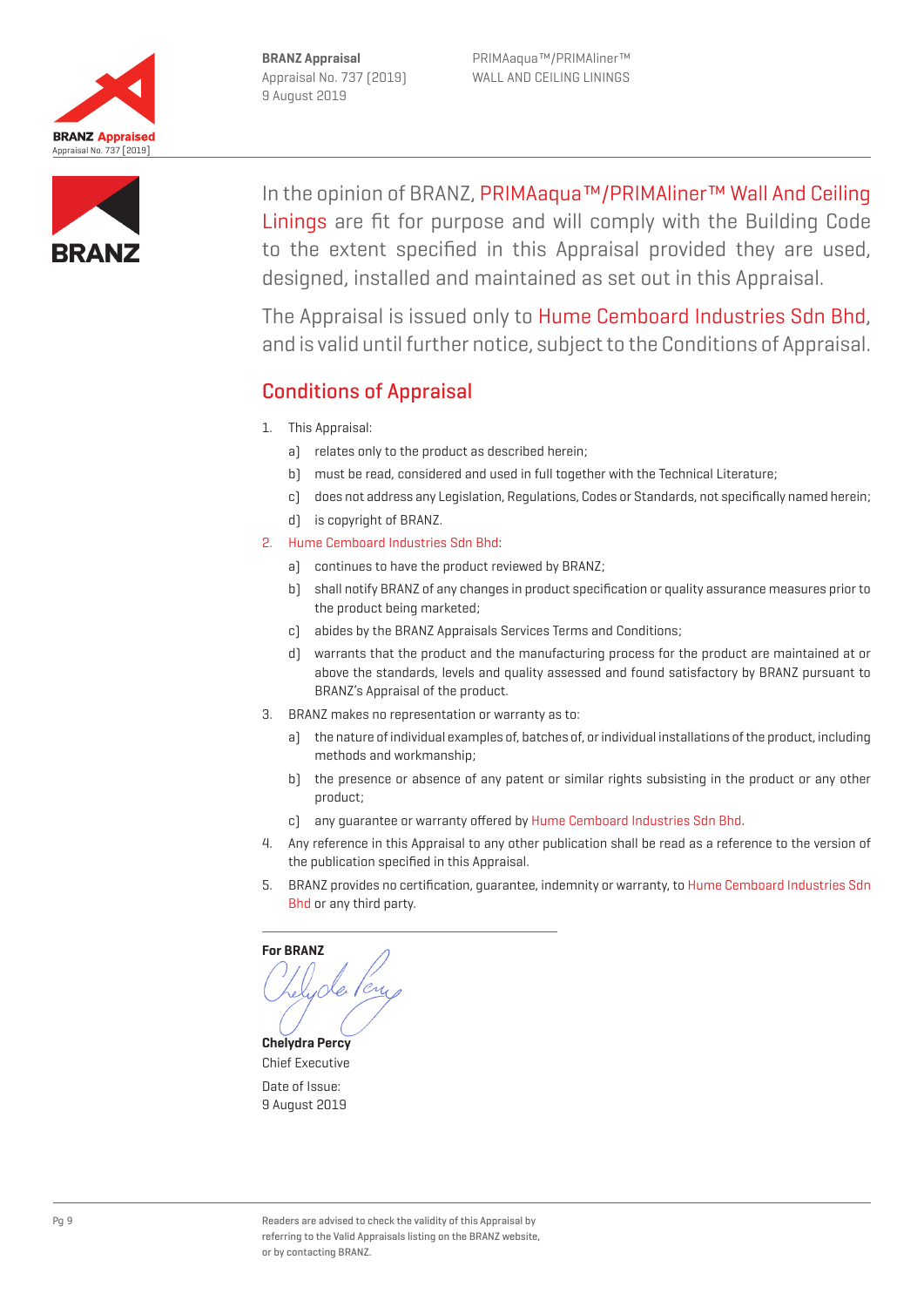In the opinion of BRANZ, PRIMAaqua™/PRIMAliner™ Wall And Ceiling Linings are fit for purpose and will comply with the Building Code to the extent specified in this Appraisal provided they are used, designed, installed and maintained as set out in this Appraisal.

The Appraisal is issued only to Hume Cemboard Industries Sdn Bhd, and is valid until further notice, subject to the Conditions of Appraisal.

## Conditions of Appraisal

1. This Appraisal:
   a) relates only to the product as described herein;
   b) must be read, considered and used in full together with the Technical Literature;
   c) does not address any Legislation, Regulations, Codes or Standards, not specifically named herein;
   d) is copyright of BRANZ.
2. Hume Cemboard Industries Sdn Bhd:
   a) continues to have the product reviewed by BRANZ;
   b) shall notify BRANZ of any changes in product specification or quality assurance measures prior to the product being marketed;
   c) abides by the BRANZ Appraisals Services Terms and Conditions;
   d) warrants that the product and the manufacturing process for the product are maintained at or above the standards, levels and quality assessed and found satisfactory by BRANZ pursuant to BRANZ's Appraisal of the product.
3. BRANZ makes no representation or warranty as to:
   a) the nature of individual examples of, batches of, or individual installations of the product, including methods and workmanship;
   b) the presence or absence of any patent or similar rights subsisting in the product or any other product;
   c) any guarantee or warranty offered by Hume Cemboard Industries Sdn Bhd.
4. Any reference in this Appraisal to any other publication shall be read as a reference to the version of the publication specified in this Appraisal.
5. BRANZ provides no certification, guarantee, indemnity or warranty, to Hume Cemboard Industries Sdn Bhd or any third party.

**For BRANZ**

**Chelydra Percy**
Chief Executive

Date of Issue:
9 August 2019

Readers are advised to check the validity of this Appraisal by referring to the Valid Appraisals listing on the BRANZ website, or by contacting BRANZ.